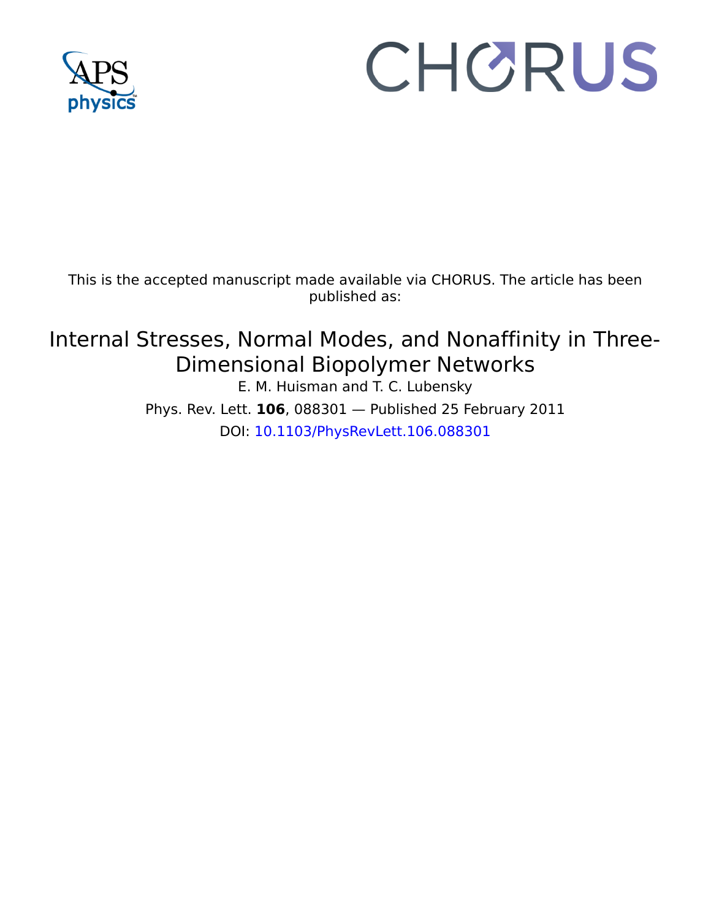This is the accepted manuscript made available via CHORUS. The article has been published as:

# Internal Stresses, Normal Modes, and Nonaffinity in Three-Dimensional Biopolymer Networks

E. M. Huisman and T. C. Lubensky

Phys. Rev. Lett. **106**, 088301 — Published 25 February 2011

DOI: 10.1103/PhysRevLett.106.088301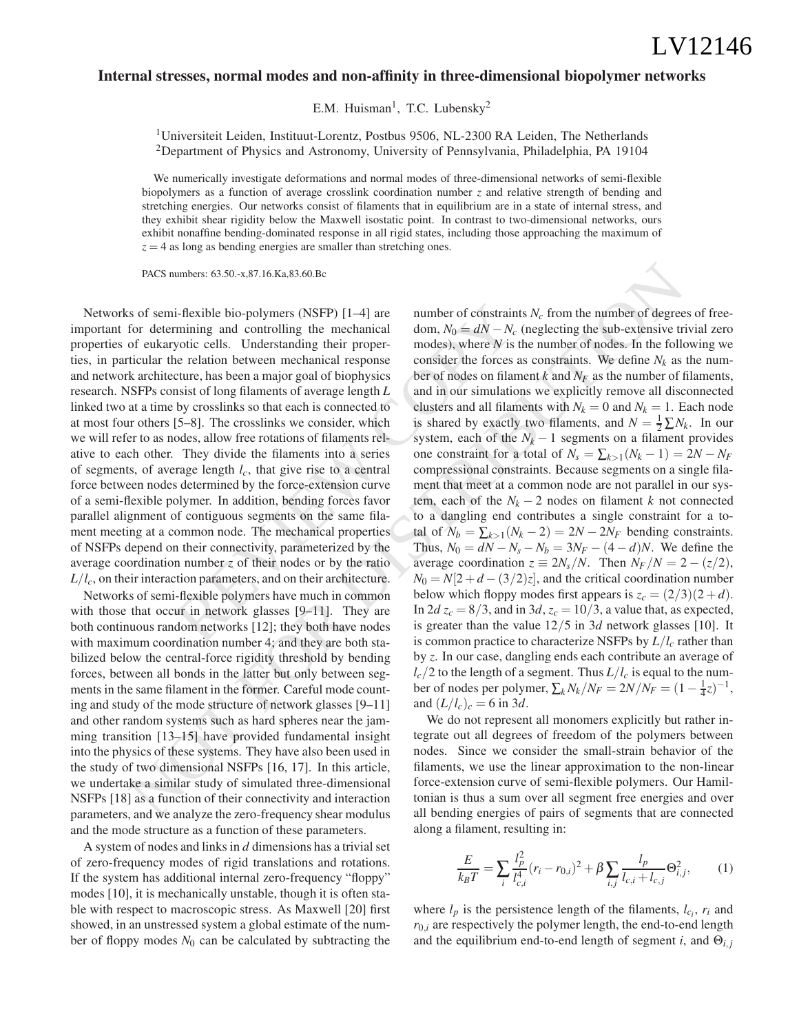# Internal stresses, normal modes and non-affinity in three-dimensional biopolymer networks

E.M. Huisman[1], T.C. Lubensky[2]

[1]Universiteit Leiden, Instituut-Lorentz, Postbus 9506, NL-2300 RA Leiden, The Netherlands
[2]Department of Physics and Astronomy, University of Pennsylvania, Philadelphia, PA 19104

We numerically investigate deformations and normal modes of three-dimensional networks of semi-flexible biopolymers as a function of average crosslink coordination number $z$ and relative strength of bending and stretching energies. Our networks consist of filaments that in equilibrium are in a state of internal stress, and they exhibit shear rigidity below the Maxwell isostatic point. In contrast to two-dimensional networks, ours exhibit nonaffine bending-dominated response in all rigid states, including those approaching the maximum of $z = 4$ as long as bending energies are smaller than stretching ones.

PACS numbers: 63.50.-x,87.16.Ka,83.60.Bc

Networks of semi-flexible bio-polymers (NSFP) [1–4] are important for determining and controlling the mechanical properties of eukaryotic cells. Understanding their properties, in particular the relation between mechanical response and network architecture, has been a major goal of biophysics research. NSFPs consist of long filaments of average length $L$ linked two at a time by crosslinks so that each is connected to at most four others [5–8]. The crosslinks we consider, which we will refer to as nodes, allow free rotations of filaments relative to each other. They divide the filaments into a series of segments, of average length $l_c$, that give rise to a central force between nodes determined by the force-extension curve of a semi-flexible polymer. In addition, bending forces favor parallel alignment of contiguous segments on the same filament meeting at a common node. The mechanical properties of NSFPs depend on their connectivity, parameterized by the average coordination number $z$ of their nodes or by the ratio $L/l_c$, on their interaction parameters, and on their architecture.

Networks of semi-flexible polymers have much in common with those that occur in network glasses [9–11]. They are both continuous random networks [12]; they both have nodes with maximum coordination number 4; and they are both stabilized below the central-force rigidity threshold by bending forces, between all bonds in the latter but only between segments in the same filament in the former. Careful mode counting and study of the mode structure of network glasses [9–11] and other random systems such as hard spheres near the jamming transition [13–15] have provided fundamental insight into the physics of these systems. They have also been used in the study of two dimensional NSFPs [16, 17]. In this article, we undertake a similar study of simulated three-dimensional NSFPs [18] as a function of their connectivity and interaction parameters, and we analyze the zero-frequency shear modulus and the mode structure as a function of these parameters.

A system of nodes and links in $d$ dimensions has a trivial set of zero-frequency modes of rigid translations and rotations. If the system has additional internal zero-frequency "floppy" modes [10], it is mechanically unstable, though it is often stable with respect to macroscopic stress. As Maxwell [20] first showed, in an unstressed system a global estimate of the number of floppy modes $N_0$ can be calculated by subtracting the number of constraints $N_c$ from the number of degrees of freedom, $N_0 = dN - N_c$ (neglecting the sub-extensive trivial zero modes), where $N$ is the number of nodes. In the following we consider the forces as constraints. We define $N_k$ as the number of nodes on filament $k$ and $N_F$ as the number of filaments, and in our simulations we explicitly remove all disconnected clusters and all filaments with $N_k = 0$ and $N_k = 1$. Each node is shared by exactly two filaments, and $N = \frac{1}{2}\sum N_k$. In our system, each of the $N_k - 1$ segments on a filament provides one constraint for a total of $N_s = \sum_{k>1}(N_k - 1) = 2N - N_F$ compressional constraints. Because segments on a single filament that meet at a common node are not parallel in our system, each of the $N_k - 2$ nodes on filament $k$ not connected to a dangling end contributes a single constraint for a total of $N_b = \sum_{k>1}(N_k - 2) = 2N - 2N_F$ bending constraints. Thus, $N_0 = dN - N_s - N_b = 3N_F - (4-d)N$. We define the average coordination $z \equiv 2N_s/N$. Then $N_F/N = 2 - (z/2)$, $N_0 = N[2 + d - (3/2)z]$, and the critical coordination number below which floppy modes first appears is $z_c = (2/3)(2+d)$. In $2d$ $z_c = 8/3$, and in $3d$, $z_c = 10/3$, a value that, as expected, is greater than the value $12/5$ in $3d$ network glasses [10]. It is common practice to characterize NSFPs by $L/l_c$ rather than by $z$. In our case, dangling ends each contribute an average of $l_c/2$ to the length of a segment. Thus $L/l_c$ is equal to the number of nodes per polymer, $\sum_k N_k/N_F = 2N/N_F = (1 - \frac{1}{4}z)^{-1}$, and $(L/l_c)_c = 6$ in $3d$.

We do not represent all monomers explicitly but rather integrate out all degrees of freedom of the polymers between nodes. Since we consider the small-strain behavior of the filaments, we use the linear approximation to the non-linear force-extension curve of semi-flexible polymers. Our Hamiltonian is thus a sum over all segment free energies and over all bending energies of pairs of segments that are connected along a filament, resulting in:

$$\frac{E}{k_B T} = \sum_i \frac{l_p^2}{l_{c,i}^4}(r_i - r_{0,i})^2 + \beta \sum_{i,j} \frac{l_p}{l_{c,i} + l_{c,j}} \Theta_{i,j}^2, \tag{1}$$

where $l_p$ is the persistence length of the filaments, $l_{c_i}$, $r_i$ and $r_{0,i}$ are respectively the polymer length, the end-to-end length and the equilibrium end-to-end length of segment $i$, and $\Theta_{i,j}$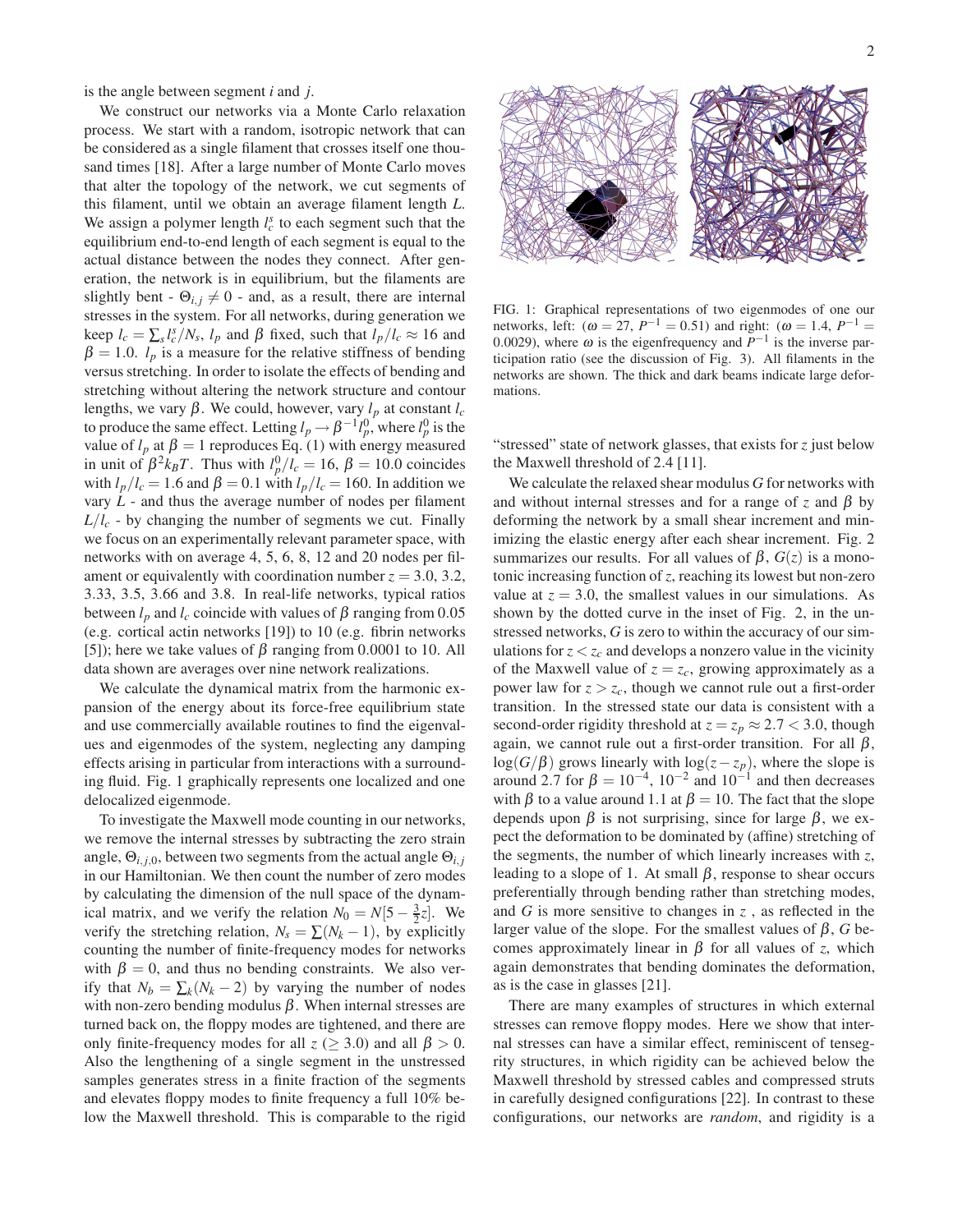is the angle between segment $i$ and $j$.

We construct our networks via a Monte Carlo relaxation process. We start with a random, isotropic network that can be considered as a single filament that crosses itself one thousand times [18]. After a large number of Monte Carlo moves that alter the topology of the network, we cut segments of this filament, until we obtain an average filament length $L$. We assign a polymer length $l_c^s$ to each segment such that the equilibrium end-to-end length of each segment is equal to the actual distance between the nodes they connect. After generation, the network is in equilibrium, but the filaments are slightly bent - $\Theta_{i,j} \neq 0$ - and, as a result, there are internal stresses in the system. For all networks, during generation we keep $l_c = \sum_s l_c^s / N_s$, $l_p$ and $\beta$ fixed, such that $l_p/l_c \approx 16$ and $\beta = 1.0$. $l_p$ is a measure for the relative stiffness of bending versus stretching. In order to isolate the effects of bending and stretching without altering the network structure and contour lengths, we vary $\beta$. We could, however, vary $l_p$ at constant $l_c$ to produce the same effect. Letting $l_p \to \beta^{-1} l_p^0$, where $l_p^0$ is the value of $l_p$ at $\beta = 1$ reproduces Eq. (1) with energy measured in unit of $\beta^2 k_B T$. Thus with $l_p^0/l_c = 16$, $\beta = 10.0$ coincides with $l_p/l_c = 1.6$ and $\beta = 0.1$ with $l_p/l_c = 160$. In addition we vary $L$ - and thus the average number of nodes per filament $L/l_c$ - by changing the number of segments we cut. Finally we focus on an experimentally relevant parameter space, with networks with on average 4, 5, 6, 8, 12 and 20 nodes per filament or equivalently with coordination number $z = 3.0$, 3.2, 3.33, 3.5, 3.66 and 3.8. In real-life networks, typical ratios between $l_p$ and $l_c$ coincide with values of $\beta$ ranging from 0.05 (e.g. cortical actin networks [19]) to 10 (e.g. fibrin networks [5]); here we take values of $\beta$ ranging from 0.0001 to 10. All data shown are averages over nine network realizations.

We calculate the dynamical matrix from the harmonic expansion of the energy about its force-free equilibrium state and use commercially available routines to find the eigenvalues and eigenmodes of the system, neglecting any damping effects arising in particular from interactions with a surrounding fluid. Fig. 1 graphically represents one localized and one delocalized eigenmode.

To investigate the Maxwell mode counting in our networks, we remove the internal stresses by subtracting the zero strain angle, $\Theta_{i,j,0}$, between two segments from the actual angle $\Theta_{i,j}$ in our Hamiltonian. We then count the number of zero modes by calculating the dimension of the null space of the dynamical matrix, and we verify the relation $N_0 = N[5 - \frac{3}{2}z]$. We verify the stretching relation, $N_s = \sum(N_k - 1)$, by explicitly counting the number of finite-frequency modes for networks with $\beta = 0$, and thus no bending constraints. We also verify that $N_b = \sum_k (N_k - 2)$ by varying the number of nodes with non-zero bending modulus $\beta$. When internal stresses are turned back on, the floppy modes are tightened, and there are only finite-frequency modes for all $z$ ($\geq 3.0$) and all $\beta > 0$. Also the lengthening of a single segment in the unstressed samples generates stress in a finite fraction of the segments and elevates floppy modes to finite frequency a full 10% below the Maxwell threshold. This is comparable to the rigid "stressed" state of network glasses, that exists for $z$ just below the Maxwell threshold of 2.4 [11].

FIG. 1: Graphical representations of two eigenmodes of one our networks, left: ($\omega = 27$, $P^{-1} = 0.51$) and right: ($\omega = 1.4$, $P^{-1} = 0.0029$), where $\omega$ is the eigenfrequency and $P^{-1}$ is the inverse participation ratio (see the discussion of Fig. 3). All filaments in the networks are shown. The thick and dark beams indicate large deformations.

We calculate the relaxed shear modulus $G$ for networks with and without internal stresses and for a range of $z$ and $\beta$ by deforming the network by a small shear increment and minimizing the elastic energy after each shear increment. Fig. 2 summarizes our results. For all values of $\beta$, $G(z)$ is a monotonic increasing function of $z$, reaching its lowest but non-zero value at $z = 3.0$, the smallest values in our simulations. As shown by the dotted curve in the inset of Fig. 2, in the unstressed networks, $G$ is zero to within the accuracy of our simulations for $z < z_c$ and develops a nonzero value in the vicinity of the Maxwell value of $z = z_c$, growing approximately as a power law for $z > z_c$, though we cannot rule out a first-order transition. In the stressed state our data is consistent with a second-order rigidity threshold at $z = z_p \approx 2.7 < 3.0$, though again, we cannot rule out a first-order transition. For all $\beta$, $\log(G/\beta)$ grows linearly with $\log(z - z_p)$, where the slope is around 2.7 for $\beta = 10^{-4}$, $10^{-2}$ and $10^{-1}$ and then decreases with $\beta$ to a value around 1.1 at $\beta = 10$. The fact that the slope depends upon $\beta$ is not surprising, since for large $\beta$, we expect the deformation to be dominated by (affine) stretching of the segments, the number of which linearly increases with $z$, leading to a slope of 1. At small $\beta$, response to shear occurs preferentially through bending rather than stretching modes, and $G$ is more sensitive to changes in $z$ , as reflected in the larger value of the slope. For the smallest values of $\beta$, $G$ becomes approximately linear in $\beta$ for all values of $z$, which again demonstrates that bending dominates the deformation, as is the case in glasses [21].

There are many examples of structures in which external stresses can remove floppy modes. Here we show that internal stresses can have a similar effect, reminiscent of tensegrity structures, in which rigidity can be achieved below the Maxwell threshold by stressed cables and compressed struts in carefully designed configurations [22]. In contrast to these configurations, our networks are *random*, and rigidity is a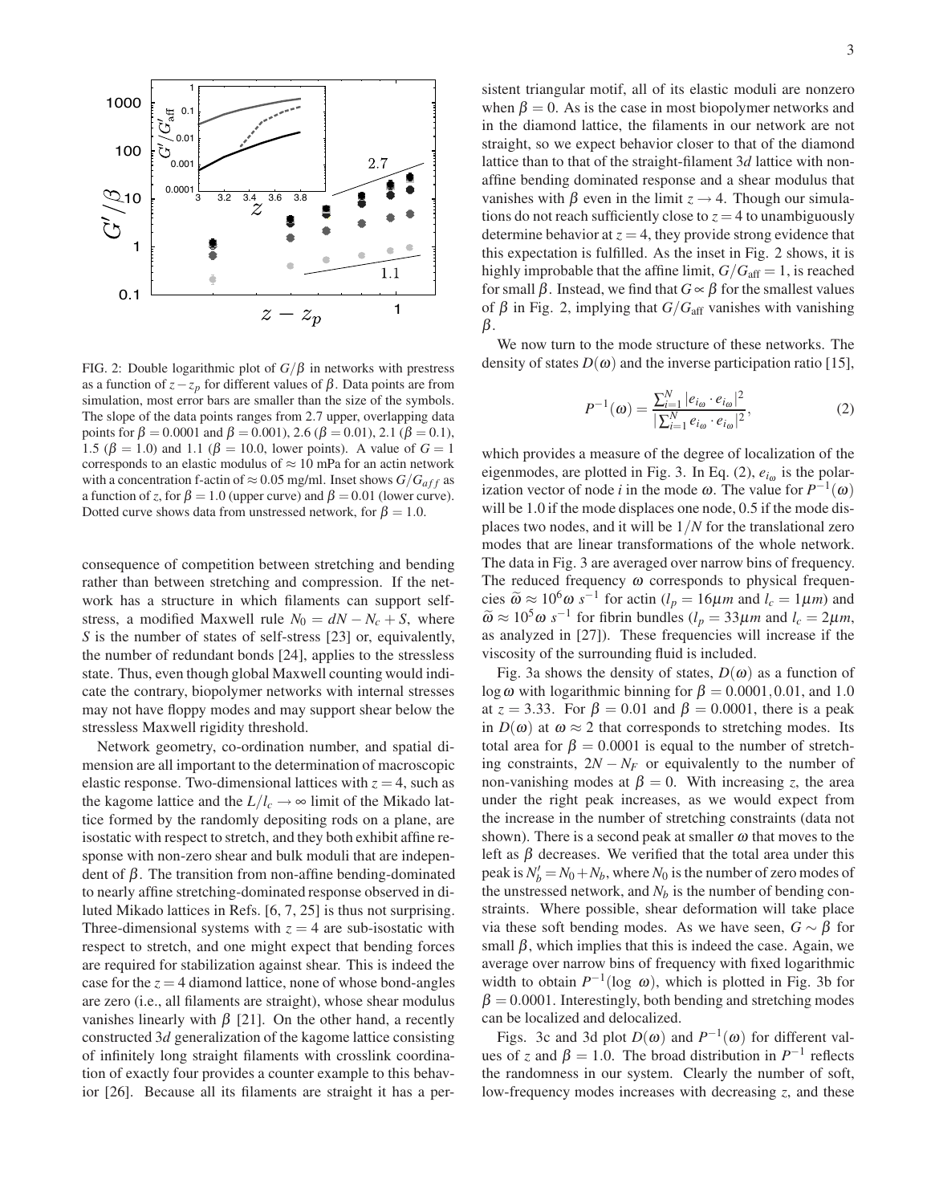1000

100

$G'/\beta$ 10

1

0.1

$z - z_p$

1

2.7

1.1

1

0.1

0.01

0.001

0.0001

$G'/G'_{\rm aff}$

3 3.2 3.4 3.6 3.8

$z$

FIG. 2: Double logarithmic plot of $G/\beta$ in networks with prestress as a function of $z - z_p$ for different values of $\beta$. Data points are from simulation, most error bars are smaller than the size of the symbols. The slope of the data points ranges from 2.7 upper, overlapping data points for $\beta = 0.0001$ and $\beta = 0.001$), 2.6 ($\beta = 0.01$), 2.1 ($\beta = 0.1$), 1.5 ($\beta = 1.0$) and 1.1 ($\beta = 10.0$, lower points). A value of $G = 1$ corresponds to an elastic modulus of $\approx 10$ mPa for an actin network with a concentration f-actin of $\approx 0.05$ mg/ml. Inset shows $G/G_{aff}$ as a function of $z$, for $\beta = 1.0$ (upper curve) and $\beta = 0.01$ (lower curve). Dotted curve shows data from unstressed network, for $\beta = 1.0$.

consequence of competition between stretching and bending rather than between stretching and compression. If the network has a structure in which filaments can support self-stress, a modified Maxwell rule $N_0 = dN - N_c + S$, where $S$ is the number of states of self-stress [23] or, equivalently, the number of redundant bonds [24], applies to the stressless state. Thus, even though global Maxwell counting would indicate the contrary, biopolymer networks with internal stresses may not have floppy modes and may support shear below the stressless Maxwell rigidity threshold.

Network geometry, co-ordination number, and spatial dimension are all important to the determination of macroscopic elastic response. Two-dimensional lattices with $z = 4$, such as the kagome lattice and the $L/l_c \to \infty$ limit of the Mikado lattice formed by the randomly depositing rods on a plane, are isostatic with respect to stretch, and they both exhibit affine response with non-zero shear and bulk moduli that are independent of $\beta$. The transition from non-affine bending-dominated to nearly affine stretching-dominated response observed in diluted Mikado lattices in Refs. [6, 7, 25] is thus not surprising. Three-dimensional systems with $z = 4$ are sub-isostatic with respect to stretch, and one might expect that bending forces are required for stabilization against shear. This is indeed the case for the $z = 4$ diamond lattice, none of whose bond-angles are zero (i.e., all filaments are straight), whose shear modulus vanishes linearly with $\beta$ [21]. On the other hand, a recently constructed $3d$ generalization of the kagome lattice consisting of infinitely long straight filaments with crosslink coordination of exactly four provides a counter example to this behavior [26]. Because all its filaments are straight it has a persistent triangular motif, all of its elastic moduli are nonzero when $\beta = 0$. As is the case in most biopolymer networks and in the diamond lattice, the filaments in our network are not straight, so we expect behavior closer to that of the diamond lattice than to that of the straight-filament $3d$ lattice with non-affine bending dominated response and a shear modulus that vanishes with $\beta$ even in the limit $z \to 4$. Though our simulations do not reach sufficiently close to $z = 4$ to unambiguously determine behavior at $z = 4$, they provide strong evidence that this expectation is fulfilled. As the inset in Fig. 2 shows, it is highly improbable that the affine limit, $G/G_{\rm aff} = 1$, is reached for small $\beta$. Instead, we find that $G \propto \beta$ for the smallest values of $\beta$ in Fig. 2, implying that $G/G_{\rm aff}$ vanishes with vanishing $\beta$.

We now turn to the mode structure of these networks. The density of states $D(\omega)$ and the inverse participation ratio [15],

$$P^{-1}(\omega) = \frac{\sum_{i=1}^{N} |e_{i_\omega} \cdot e_{i_\omega}|^2}{|\sum_{i=1}^{N} e_{i_\omega} \cdot e_{i_\omega}|^2}, \tag{2}$$

which provides a measure of the degree of localization of the eigenmodes, are plotted in Fig. 3. In Eq. (2), $e_{i_\omega}$ is the polarization vector of node $i$ in the mode $\omega$. The value for $P^{-1}(\omega)$ will be 1.0 if the mode displaces one node, 0.5 if the mode displaces two nodes, and it will be $1/N$ for the translational zero modes that are linear transformations of the whole network. The data in Fig. 3 are averaged over narrow bins of frequency. The reduced frequency $\omega$ corresponds to physical frequencies $\tilde{\omega} \approx 10^6 \omega\ s^{-1}$ for actin ($l_p = 16\mu m$ and $l_c = 1\mu m$) and $\tilde{\omega} \approx 10^5 \omega\ s^{-1}$ for fibrin bundles ($l_p = 33\mu m$ and $l_c = 2\mu m$, as analyzed in [27]). These frequencies will increase if the viscosity of the surrounding fluid is included.

Fig. 3a shows the density of states, $D(\omega)$ as a function of $\log \omega$ with logarithmic binning for $\beta = 0.0001, 0.01$, and 1.0 at $z = 3.33$. For $\beta = 0.01$ and $\beta = 0.0001$, there is a peak in $D(\omega)$ at $\omega \approx 2$ that corresponds to stretching modes. Its total area for $\beta = 0.0001$ is equal to the number of stretching constraints, $2N - N_F$ or equivalently to the number of non-vanishing modes at $\beta = 0$. With increasing $z$, the area under the right peak increases, as we would expect from the increase in the number of stretching constraints (data not shown). There is a second peak at smaller $\omega$ that moves to the left as $\beta$ decreases. We verified that the total area under this peak is $N_b' = N_0 + N_b$, where $N_0$ is the number of zero modes of the unstressed network, and $N_b$ is the number of bending constraints. Where possible, shear deformation will take place via these soft bending modes. As we have seen, $G \sim \beta$ for small $\beta$, which implies that this is indeed the case. Again, we average over narrow bins of frequency with fixed logarithmic width to obtain $P^{-1}(\log\ \omega)$, which is plotted in Fig. 3b for $\beta = 0.0001$. Interestingly, both bending and stretching modes can be localized and delocalized.

Figs. 3c and 3d plot $D(\omega)$ and $P^{-1}(\omega)$ for different values of $z$ and $\beta = 1.0$. The broad distribution in $P^{-1}$ reflects the randomness in our system. Clearly the number of soft, low-frequency modes increases with decreasing $z$, and these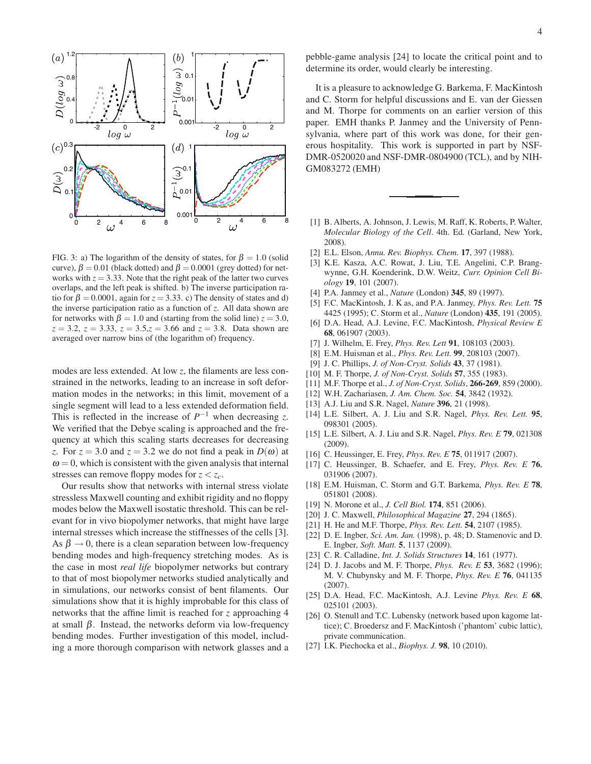(a)
1.2
0.8
0.4
0
$D(\log \omega)$
-2 0 2
$\log \omega$

(b)
1
0.1
0.01
0.001
$P^{-1}(\log \omega)$
-2 0 2
$\log \omega$

(c)
0.3
0.2
0.1
0
$D(\omega)$
0 2 4 6 8
$\omega$

(d)
1
0.1
0.01
0.001
$P^{-1}(\omega)$
0 2 4 6 8
$\omega$

FIG. 3: a) The logarithm of the density of states, for $\beta = 1.0$ (solid curve), $\beta = 0.01$ (black dotted) and $\beta = 0.0001$ (grey dotted) for networks with $z = 3.33$. Note that the right peak of the latter two curves overlaps, and the left peak is shifted. b) The inverse participation ratio for $\beta = 0.0001$, again for $z = 3.33$. c) The density of states and d) the inverse participation ratio as a function of $z$. All data shown are for networks with $\beta = 1.0$ and (starting from the solid line) $z = 3.0$, $z = 3.2$, $z = 3.33$, $z = 3.5$,$z = 3.66$ and $z = 3.8$. Data shown are averaged over narrow bins of (the logarithm of) frequency.

modes are less extended. At low $z$, the filaments are less constrained in the networks, leading to an increase in soft deformation modes in the networks; in this limit, movement of a single segment will lead to a less extended deformation field. This is reflected in the increase of $P^{-1}$ when decreasing $z$. We verified that the Debye scaling is approached and the frequency at which this scaling starts decreases for decreasing $z$. For $z = 3.0$ and $z = 3.2$ we do not find a peak in $D(\omega)$ at $\omega = 0$, which is consistent with the given analysis that internal stresses can remove floppy modes for $z < z_c$.

Our results show that networks with internal stress violate stressless Maxwell counting and exhibit rigidity and no floppy modes below the Maxwell isostatic threshold. This can be relevant for in vivo biopolymer networks, that might have large internal stresses which increase the stiffnesses of the cells [3]. As $\beta \to 0$, there is a clean separation between low-frequency bending modes and high-frequency stretching modes. As is the case in most *real life* biopolymer networks but contrary to that of most biopolymer networks studied analytically and in simulations, our networks consist of bent filaments. Our simulations show that it is highly improbable for this class of networks that the affine limit is reached for $z$ approaching 4 at small $\beta$. Instead, the networks deform via low-frequency bending modes. Further investigation of this model, including a more thorough comparison with network glasses and a pebble-game analysis [24] to locate the critical point and to determine its order, would clearly be interesting.

It is a pleasure to acknowledge G. Barkema, F. MacKintosh and C. Storm for helpful discussions and E. van der Giessen and M. Thorpe for comments on an earlier version of this paper. EMH thanks P. Janmey and the University of Pennsylvania, where part of this work was done, for their generous hospitality. This work is supported in part by NSF-DMR-0520020 and NSF-DMR-0804900 (TCL), and by NIH-GM083272 (EMH)

---

[1] B. Alberts, A. Johnson, J. Lewis, M. Raff, K. Roberts, P. Walter, *Molecular Biology of the Cell*. 4th. Ed. (Garland, New York, 2008).

[2] E.L. Elson, *Annu. Rev. Biophys. Chem.* **17**, 397 (1988).

[3] K.E. Kasza, A.C. Rowat, J. Liu, T.E. Angelini, C.P. Brangwynne, G.H. Koenderink, D.W. Weitz, *Curr. Opinion Cell Biology* **19**, 101 (2007).

[4] P.A. Janmey et al., *Nature* (London) **345**, 89 (1997).

[5] F.C. MacKintosh, J. K as, and P.A. Janmey, *Phys. Rev. Lett.* **75** 4425 (1995); C. Storm et al., *Nature* (London) **435**, 191 (2005).

[6] D.A. Head, A.J. Levine, F.C. MacKintosh, *Physical Review E* **68**, 061907 (2003).

[7] J. Wilhelm, E. Frey, *Phys. Rev. Lett* **91**, 108103 (2003).

[8] E.M. Huisman et al., *Phys. Rev. Lett.* **99**, 208103 (2007).

[9] J. C. Phillips, *J. of Non-Cryst. Solids* **43**, 37 (1981).

[10] M. F. Thorpe, *J. of Non-Cryst. Solids* **57**, 355 (1983).

[11] M.F. Thorpe et al., *J. of Non-Cryst. Solids*, **266-269**, 859 (2000).

[12] W.H. Zachariasen, *J. Am. Chem. Soc.* **54**, 3842 (1932).

[13] A.J. Liu and S.R. Nagel, *Nature* **396**, 21 (1998).

[14] L.E. Silbert, A. J. Liu and S.R. Nagel, *Phys. Rev. Lett.* **95**, 098301 (2005).

[15] L.E. Silbert, A. J. Liu and S.R. Nagel, *Phys. Rev. E* **79**, 021308 (2009).

[16] C. Heussinger, E. Frey, *Phys. Rev. E* **75**, 011917 (2007).

[17] C. Heussinger, B. Schaefer, and E. Frey, *Phys. Rev. E* **76**, 031906 (2007).

[18] E.M. Huisman, C. Storm and G.T. Barkema, *Phys. Rev. E* **78**, 051801 (2008).

[19] N. Morone et al., *J. Cell Biol.* **174**, 851 (2006).

[20] J. C. Maxwell, *Philosophical Magazine* **27**, 294 (1865).

[21] H. He and M.F. Thorpe, *Phys. Rev. Lett.* **54**, 2107 (1985).

[22] D. E. Ingber, *Sci. Am. Jan.* (1998), p. 48; D. Stamenovic and D. E. Ingber, *Soft. Matt.* **5**, 1137 (2009).

[23] C. R. Calladine, *Int. J. Solids Structures* **14**, 161 (1977).

[24] D. J. Jacobs and M. F. Thorpe, *Phys. Rev. E* **53**, 3682 (1996); M. V. Chubynsky and M. F. Thorpe, *Phys. Rev. E* **76**, 041135 (2007).

[25] D.A. Head, F.C. MacKintosh, A.J. Levine *Phys. Rev. E* **68**, 025101 (2003).

[26] O. Stenull and T.C. Lubensky (network based upon kagome lattice); C. Broedersz and F. MacKintosh ('phantom' cubic lattic), private communication.

[27] I.K. Piechocka et al., *Biophys. J.* **98**, 10 (2010).